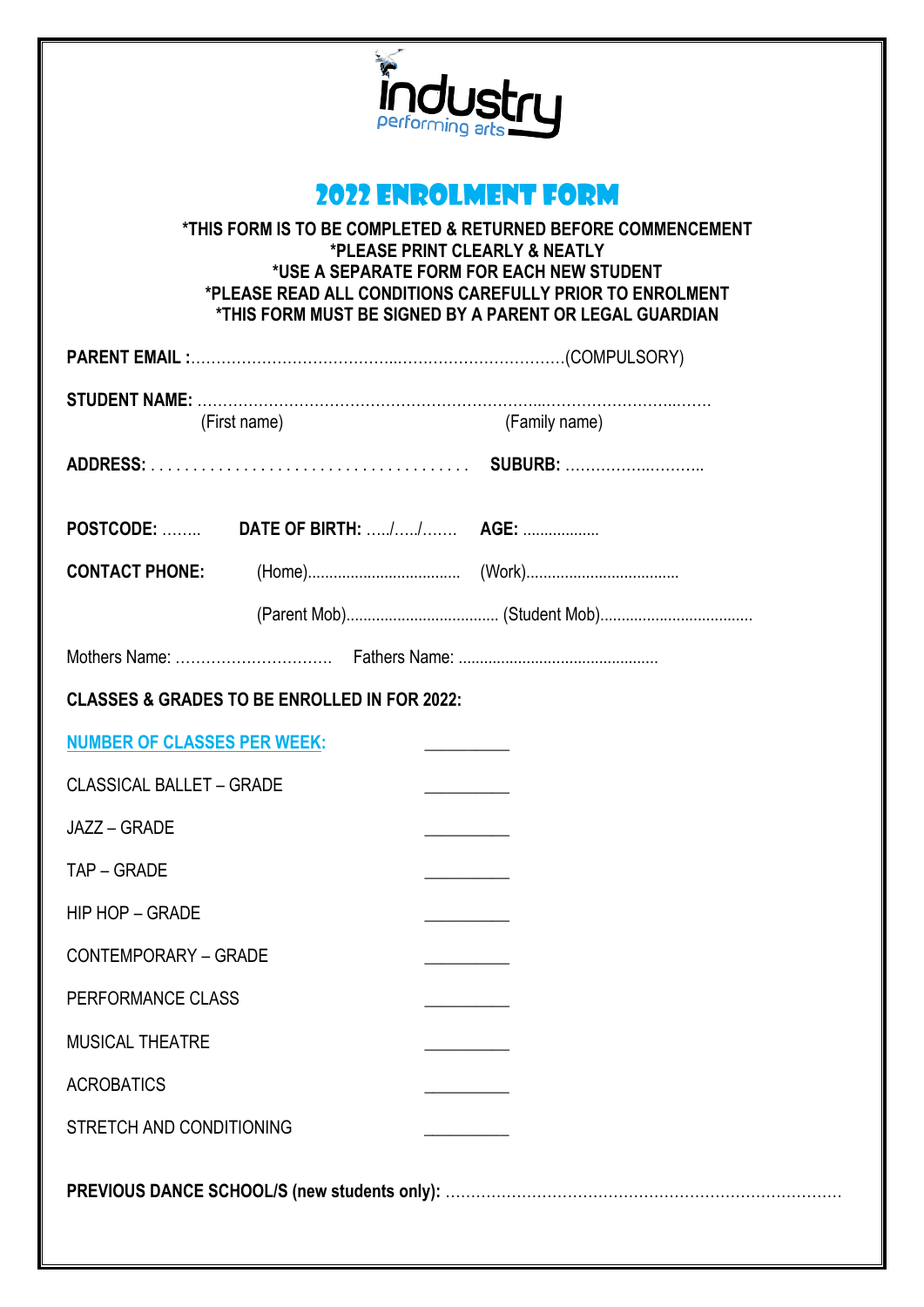industry
performing arts

# 2022 ENROLMENT FORM

**\*THIS FORM IS TO BE COMPLETED & RETURNED BEFORE COMMENCEMENT**
**\*PLEASE PRINT CLEARLY & NEATLY**
**\*USE A SEPARATE FORM FOR EACH NEW STUDENT**
**\*PLEASE READ ALL CONDITIONS CAREFULLY PRIOR TO ENROLMENT**
**\*THIS FORM MUST BE SIGNED BY A PARENT OR LEGAL GUARDIAN**

**PARENT EMAIL :**……………………………………..…………………………….(COMPULSORY)

**STUDENT NAME:** ……………………………………………………………...…………………..…….
(First name) (Family name)

**ADDRESS:** . . . . . . . . . . . . . . . . . . . . . . . . . . . . . . . . . . . . . **SUBURB:** ……………..………..

**POSTCODE:** …….. **DATE OF BIRTH:** …../…../……. **AGE:** ..................

**CONTACT PHONE:** (Home)................................... (Work)...................................

(Parent Mob)................................... (Student Mob)...................................

Mothers Name: ………………………… Fathers Name: ..............................................

**CLASSES & GRADES TO BE ENROLLED IN FOR 2022:**

**NUMBER OF CLASSES PER WEEK:** __________

CLASSICAL BALLET – GRADE __________

JAZZ – GRADE __________

TAP – GRADE __________

HIP HOP – GRADE __________

CONTEMPORARY – GRADE __________

PERFORMANCE CLASS __________

MUSICAL THEATRE __________

ACROBATICS __________

STRETCH AND CONDITIONING __________

**PREVIOUS DANCE SCHOOL/S (new students only):** ……………………………………………………………………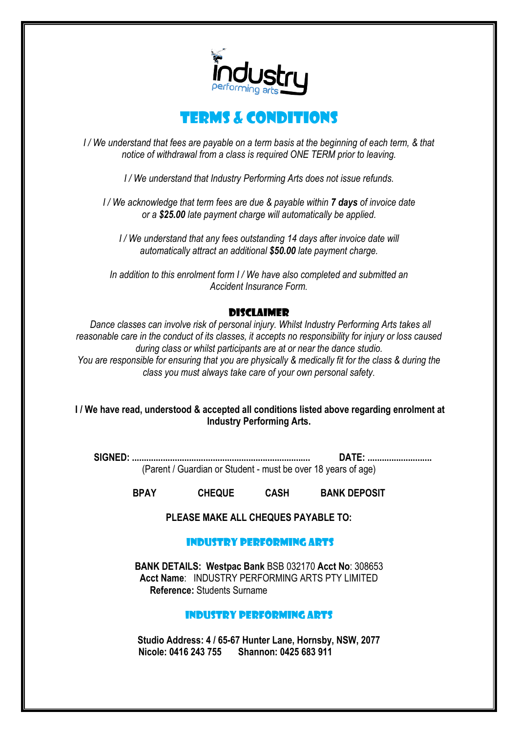# TERMS & CONDITIONS

*I / We understand that fees are payable on a term basis at the beginning of each term, & that notice of withdrawal from a class is required ONE TERM prior to leaving.*

*I / We understand that Industry Performing Arts does not issue refunds.*

*I / We acknowledge that term fees are due & payable within **7 days** of invoice date or a **$25.00** late payment charge will automatically be applied.*

*I / We understand that any fees outstanding 14 days after invoice date will automatically attract an additional **$50.00** late payment charge.*

*In addition to this enrolment form I / We have also completed and submitted an Accident Insurance Form.*

## DISCLAIMER

*Dance classes can involve risk of personal injury. Whilst Industry Performing Arts takes all reasonable care in the conduct of its classes, it accepts no responsibility for injury or loss caused during class or whilst participants are at or near the dance studio.*
*You are responsible for ensuring that you are physically & medically fit for the class & during the class you must always take care of your own personal safety.*

**I / We have read, understood & accepted all conditions listed above regarding enrolment at Industry Performing Arts.**

**SIGNED: ..........................................................................** **DATE: ...........................**
(Parent / Guardian or Student - must be over 18 years of age)

**BPAY** **CHEQUE** **CASH** **BANK DEPOSIT**

**PLEASE MAKE ALL CHEQUES PAYABLE TO:**

## INDUSTRY PERFORMING ARTS

**BANK DETAILS: Westpac Bank** BSB 032170 **Acct No**: 308653
**Acct Name**: INDUSTRY PERFORMING ARTS PTY LIMITED
**Reference:** Students Surname

## INDUSTRY PERFORMING ARTS

**Studio Address: 4 / 65-67 Hunter Lane, Hornsby, NSW, 2077**
**Nicole: 0416 243 755** **Shannon: 0425 683 911**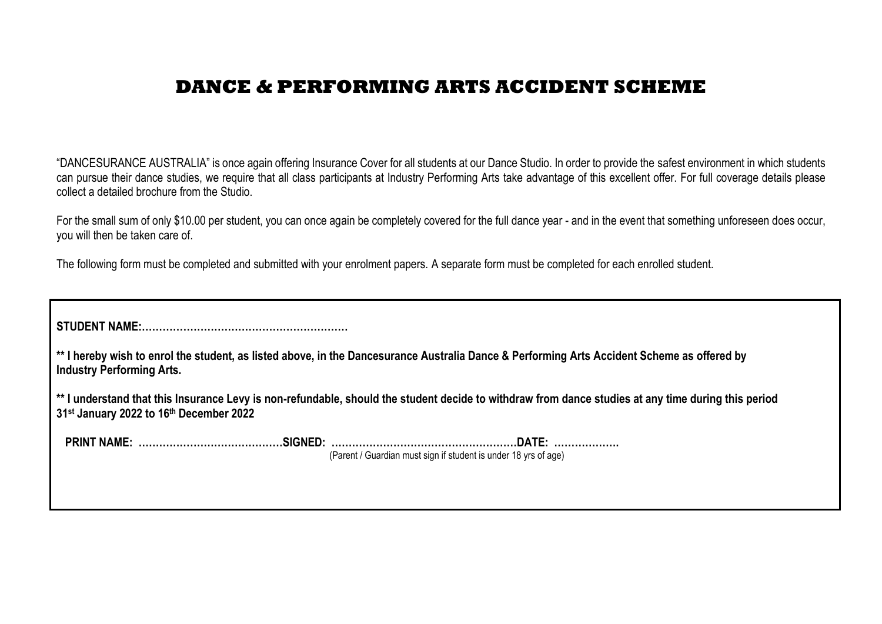# DANCE & PERFORMING ARTS ACCIDENT SCHEME

"DANCESURANCE AUSTRALIA" is once again offering Insurance Cover for all students at our Dance Studio. In order to provide the safest environment in which students can pursue their dance studies, we require that all class participants at Industry Performing Arts take advantage of this excellent offer. For full coverage details please collect a detailed brochure from the Studio.

For the small sum of only $10.00 per student, you can once again be completely covered for the full dance year - and in the event that something unforeseen does occur, you will then be taken care of.

The following form must be completed and submitted with your enrolment papers. A separate form must be completed for each enrolled student.

**STUDENT NAME:…………………………………………………**

**** I hereby wish to enrol the student, as listed above, in the Dancesurance Australia Dance & Performing Arts Accident Scheme as offered by Industry Performing Arts.**

**** I understand that this Insurance Levy is non-refundable, should the student decide to withdraw from dance studies at any time during this period 31st January 2022 to 16th December 2022**

**PRINT NAME: ……………………………………SIGNED: ………………………………………………DATE: ……………….**

(Parent / Guardian must sign if student is under 18 yrs of age)